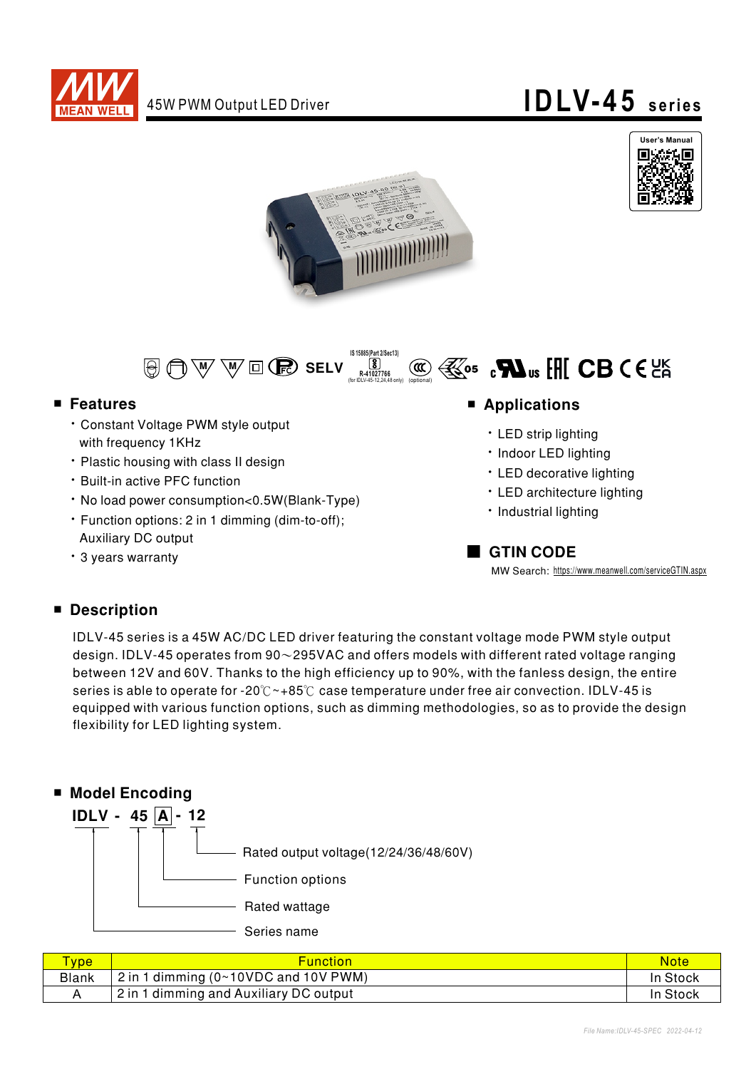# 45W PWM Output LED Driver

# IDLV-45 series

User's Manual

SELV

IS 15885(Part 2/Sec13) R-41027766 (for IDLV-45-12,24,48 only) (optional)

## ■ Features

- Constant Voltage PWM style output with frequency 1KHz
- Plastic housing with class II design
- Built-in active PFC function
- No load power consumption<0.5W(Blank-Type)
- Function options: 2 in 1 dimming (dim-to-off); Auxiliary DC output
- 3 years warranty

## ■ Applications

- LED strip lighting
- Indoor LED lighting
- LED decorative lighting
- LED architecture lighting
- Industrial lighting

## ■ GTIN CODE

MW Search: https://www.meanwell.com/serviceGTIN.aspx

## ■ Description

IDLV-45 series is a 45W AC/DC LED driver featuring the constant voltage mode PWM style output design. IDLV-45 operates from 90～295VAC and offers models with different rated voltage ranging between 12V and 60V. Thanks to the high efficiency up to 90%, with the fanless design, the entire series is able to operate for -20℃~+85℃ case temperature under free air convection. IDLV-45 is equipped with various function options, such as dimming methodologies, so as to provide the design flexibility for LED lighting system.

## ■ Model Encoding

**IDLV - 45 A - 12**

- 12: Rated output voltage(12/24/36/48/60V)
- A: Function options
- 45: Rated wattage
- IDLV: Series name

| Type | Function | Note |
|---|---|---|
| Blank | 2 in 1 dimming (0~10VDC and 10V PWM) | In Stock |
| A | 2 in 1 dimming and Auxiliary DC output | In Stock |

File Name:IDLV-45-SPEC 2022-04-12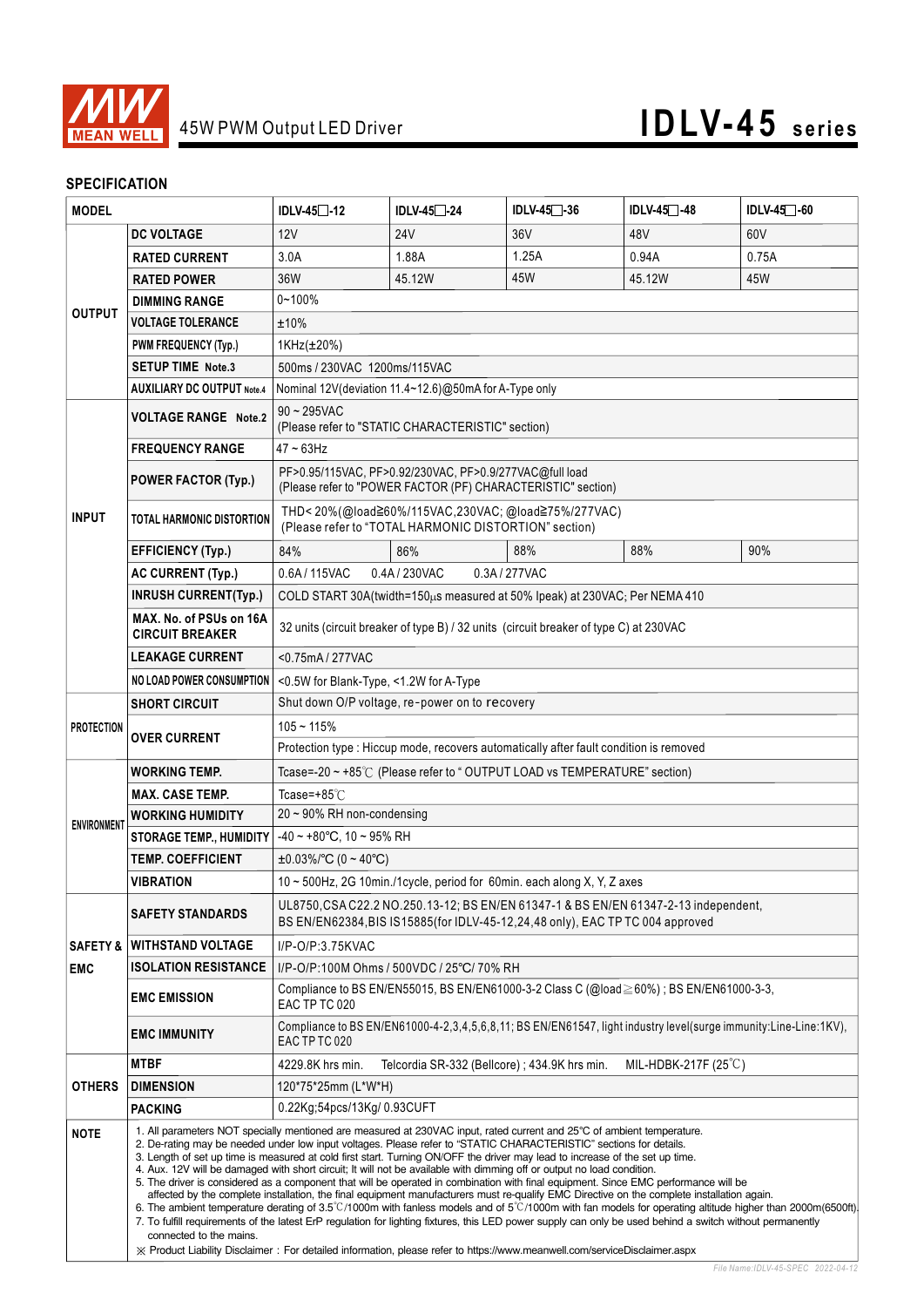45W PWM Output LED Driver

# IDLV-45 series

## SPECIFICATION

| MODEL | | IDLV-45□-12 | IDLV-45□-24 | IDLV-45□-36 | IDLV-45□-48 | IDLV-45□-60 |
|---|---|---|---|---|---|---|
| OUTPUT | DC VOLTAGE | 12V | 24V | 36V | 48V | 60V |
| | RATED CURRENT | 3.0A | 1.88A | 1.25A | 0.94A | 0.75A |
| | RATED POWER | 36W | 45.12W | 45W | 45.12W | 45W |
| | DIMMING RANGE | 0~100% | | | | |
| | VOLTAGE TOLERANCE | ±10% | | | | |
| | PWM FREQUENCY (Typ.) | 1KHz(±20%) | | | | |
| | SETUP TIME Note.3 | 500ms / 230VAC 1200ms/115VAC | | | | |
| | AUXILIARY DC OUTPUT Note.4 | Nominal 12V(deviation 11.4~12.6)@50mA for A-Type only | | | | |
| INPUT | VOLTAGE RANGE Note.2 | 90 ~ 295VAC (Please refer to "STATIC CHARACTERISTIC" section) | | | | |
| | FREQUENCY RANGE | 47 ~ 63Hz | | | | |
| | POWER FACTOR (Typ.) | PF>0.95/115VAC, PF>0.92/230VAC, PF>0.9/277VAC@full load (Please refer to "POWER FACTOR (PF) CHARACTERISTIC" section) | | | | |
| | TOTAL HARMONIC DISTORTION | THD< 20%(@load≧60%/115VAC,230VAC; @load≧75%/277VAC) (Please refer to "TOTAL HARMONIC DISTORTION" section) | | | | |
| | EFFICIENCY (Typ.) | 84% | 86% | 88% | 88% | 90% |
| | AC CURRENT (Typ.) | 0.6A / 115VAC 0.4A / 230VAC 0.3A / 277VAC | | | | |
| | INRUSH CURRENT(Typ.) | COLD START 30A(twidth=150μs measured at 50% Ipeak) at 230VAC; Per NEMA 410 | | | | |
| | MAX. No. of PSUs on 16A CIRCUIT BREAKER | 32 units (circuit breaker of type B) / 32 units (circuit breaker of type C) at 230VAC | | | | |
| | LEAKAGE CURRENT | <0.75mA / 277VAC | | | | |
| | NO LOAD POWER CONSUMPTION | <0.5W for Blank-Type, <1.2W for A-Type | | | | |
| PROTECTION | SHORT CIRCUIT | Shut down O/P voltage, re-power on to recovery | | | | |
| | OVER CURRENT | 105 ~ 115% | | | | |
| | | Protection type : Hiccup mode, recovers automatically after fault condition is removed | | | | |
| ENVIRONMENT | WORKING TEMP. | Tcase=-20 ~ +85℃ (Please refer to " OUTPUT LOAD vs TEMPERATURE" section) | | | | |
| | MAX. CASE TEMP. | Tcase=+85℃ | | | | |
| | WORKING HUMIDITY | 20 ~ 90% RH non-condensing | | | | |
| | STORAGE TEMP., HUMIDITY | -40 ~ +80°C, 10 ~ 95% RH | | | | |
| | TEMP. COEFFICIENT | ±0.03%/°C (0 ~ 40°C) | | | | |
| | VIBRATION | 10 ~ 500Hz, 2G 10min./1cycle, period for 60min. each along X, Y, Z axes | | | | |
| SAFETY & EMC | SAFETY STANDARDS | UL8750,CSA C22.2 NO.250.13-12; BS EN/EN 61347-1 & BS EN/EN 61347-2-13 independent, BS EN/EN62384,BIS IS15885(for IDLV-45-12,24,48 only), EAC TP TC 004 approved | | | | |
| | WITHSTAND VOLTAGE | I/P-O/P:3.75KVAC | | | | |
| | ISOLATION RESISTANCE | I/P-O/P:100M Ohms / 500VDC / 25°C/ 70% RH | | | | |
| | EMC EMISSION | Compliance to BS EN/EN55015, BS EN/EN61000-3-2 Class C (@load≧60%) ; BS EN/EN61000-3-3, EAC TP TC 020 | | | | |
| | EMC IMMUNITY | Compliance to BS EN/EN61000-4-2,3,4,5,6,8,11; BS EN/EN61547, light industry level(surge immunity:Line-Line:1KV), EAC TP TC 020 | | | | |
| OTHERS | MTBF | 4229.8K hrs min. Telcordia SR-332 (Bellcore) ; 434.9K hrs min. MIL-HDBK-217F (25℃) | | | | |
| | DIMENSION | 120*75*25mm (L*W*H) | | | | |
| | PACKING | 0.22Kg;54pcs/13Kg/ 0.93CUFT | | | | |

**NOTE**

1. All parameters NOT specially mentioned are measured at 230VAC input, rated current and 25°C of ambient temperature.
2. De-rating may be needed under low input voltages. Please refer to "STATIC CHARACTERISTIC" sections for details.
3. Length of set up time is measured at cold first start. Turning ON/OFF the driver may lead to increase of the set up time.
4. Aux. 12V will be damaged with short circuit; It will not be available with dimming off or output no load condition.
5. The driver is considered as a component that will be operated in combination with final equipment. Since EMC performance will be affected by the complete installation, the final equipment manufacturers must re-qualify EMC Directive on the complete installation again.
6. The ambient temperature derating of 3.5℃/1000m with fanless models and of 5℃/1000m with fan models for operating altitude higher than 2000m(6500ft).
7. To fulfill requirements of the latest ErP regulation for lighting fixtures, this LED power supply can only be used behind a switch without permanently connected to the mains.

※ Product Liability Disclaimer : For detailed information, please refer to https://www.meanwell.com/serviceDisclaimer.aspx

File Name:IDLV-45-SPEC 2022-04-12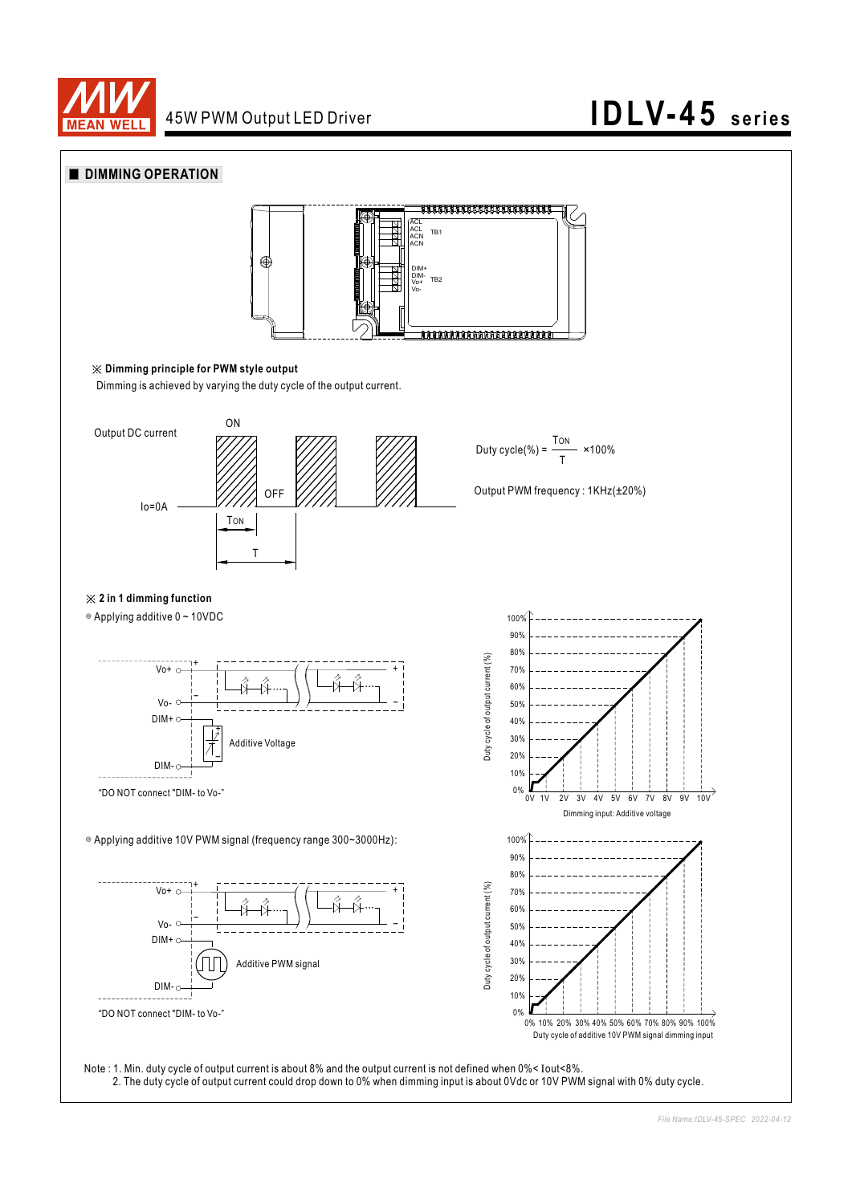## DIMMING OPERATION

ACL
ACL
ACN
ACN
TB1

DIM+
DIM-
Vo+
Vo-
TB2

※ **Dimming principle for PWM style output**

Dimming is achieved by varying the duty cycle of the output current.

Output DC current

ON

OFF

Io=0A

TON

T

$$\text{Duty cycle(\%)} = \frac{T_{ON}}{T} \times 100\%$$

Output PWM frequency : 1KHz(±20%)

※ **2 in 1 dimming function**

◎ Applying additive 0 ~ 10VDC

Vo+ 

Vo-

DIM+

Additive Voltage

DIM-

"DO NOT connect "DIM- to Vo-"

Duty cycle of output current (%)

Dimming input: Additive voltage

◎ Applying additive 10V PWM signal (frequency range 300~3000Hz):

Vo+

Vo-

DIM+

Additive PWM signal

DIM-

"DO NOT connect "DIM- to Vo-"

Duty cycle of output current (%)

Duty cycle of additive 10V PWM signal dimming input

Note : 1. Min. duty cycle of output current is about 8% and the output current is not defined when 0%< Iout<8%.
2. The duty cycle of output current could drop down to 0% when dimming input is about 0Vdc or 10V PWM signal with 0% duty cycle.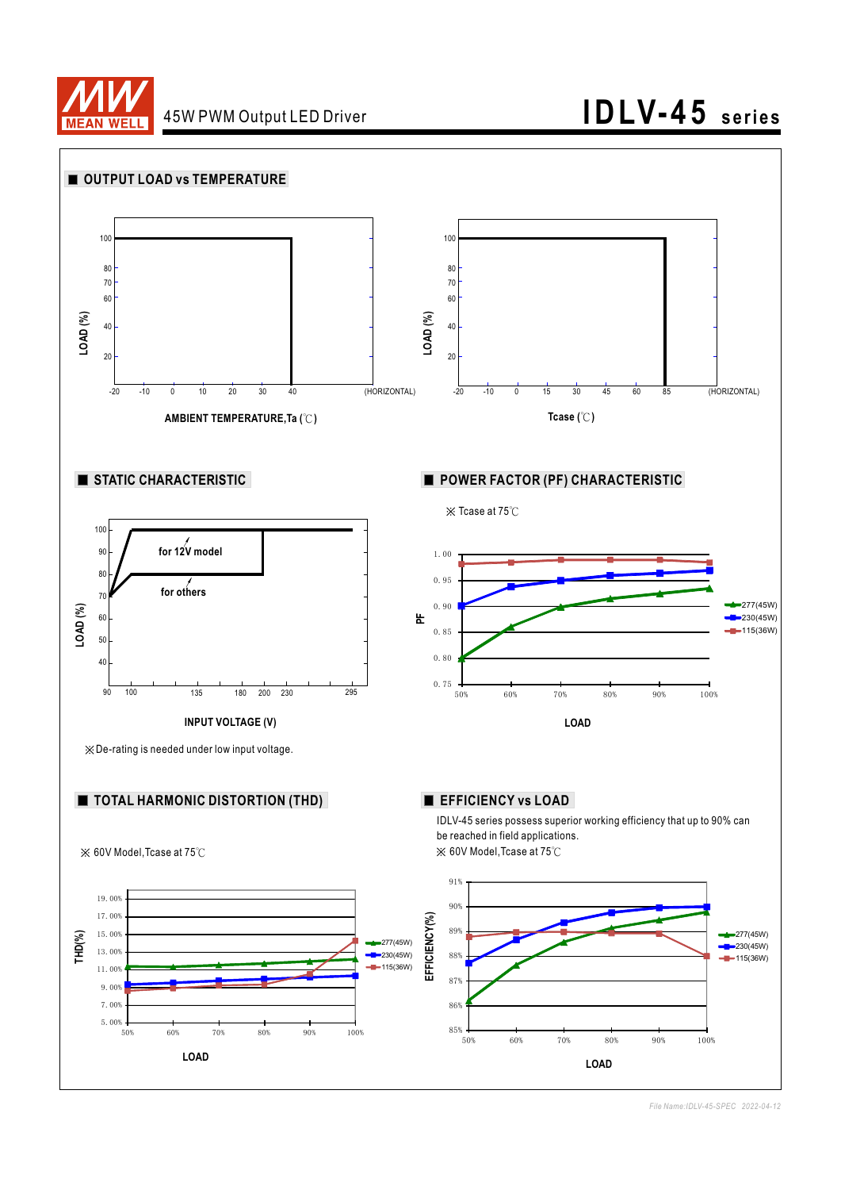## ■ OUTPUT LOAD vs TEMPERATURE

LOAD (%)

100, 80, 70, 60, 40, 20

-20 -10 0 10 20 30 40 (HORIZONTAL)

AMBIENT TEMPERATURE,Ta (℃)

LOAD (%)

100, 80, 70, 60, 40, 20

-20 -10 0 15 30 45 60 85 (HORIZONTAL)

Tcase (℃)

## ■ STATIC CHARACTERISTIC

LOAD (%)

for 12V model

for others

90 100 135 180 200 230 295

INPUT VOLTAGE (V)

※De-rating is needed under low input voltage.

## ■ POWER FACTOR (PF) CHARACTERISTIC

※ Tcase at 75℃

PF

277(45W)
230(45W)
115(36W)

LOAD

## ■ TOTAL HARMONIC DISTORTION (THD)

※ 60V Model,Tcase at 75℃

THD(%)

277(45W)
230(45W)
115(36W)

LOAD

## ■ EFFICIENCY vs LOAD

IDLV-45 series possess superior working efficiency that up to 90% can be reached in field applications.

※ 60V Model,Tcase at 75℃

EFFICIENCY(%)

277(45W)
230(45W)
115(36W)

LOAD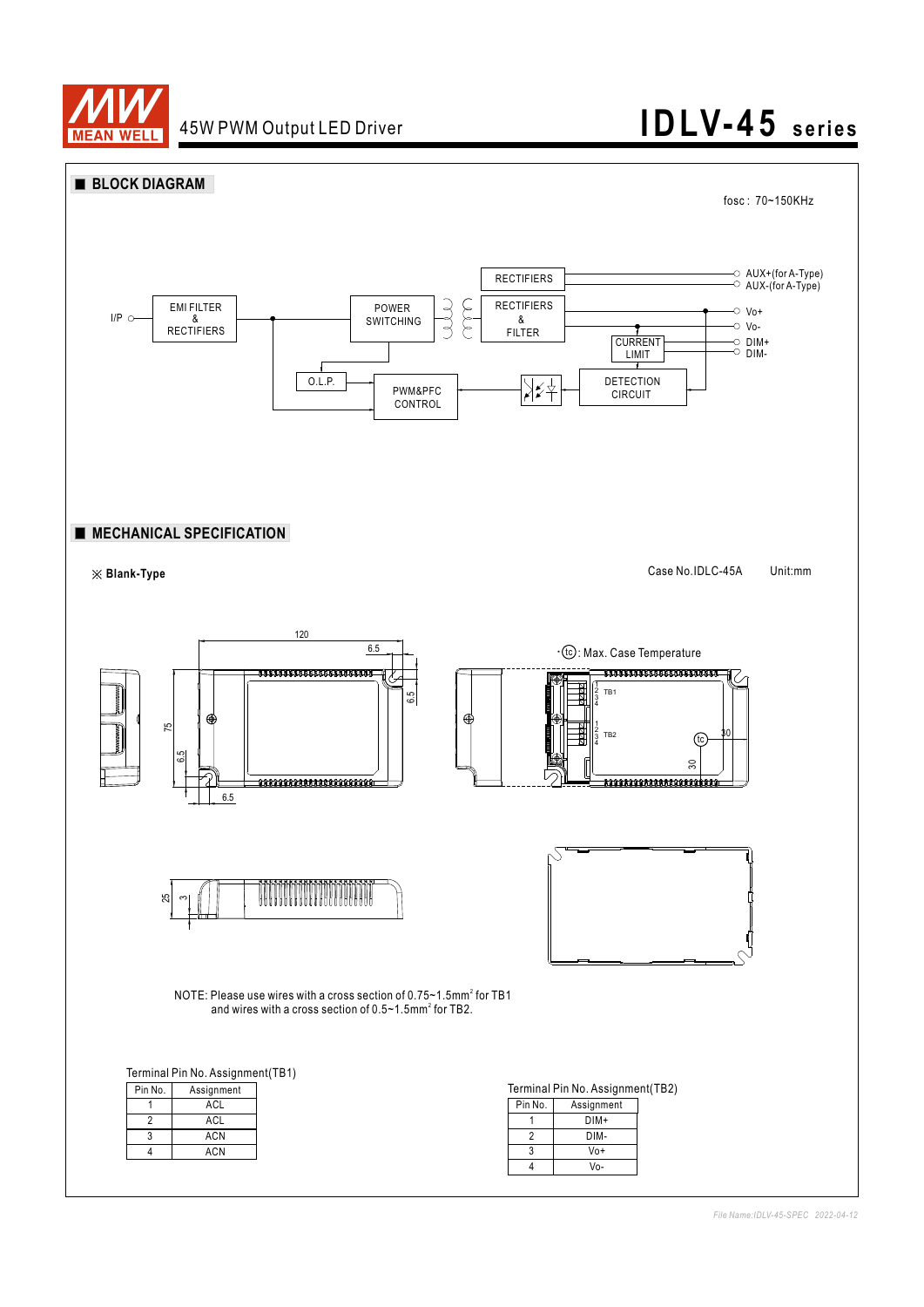# BLOCK DIAGRAM

fosc : 70~150KHz

I/P → EMI FILTER & RECTIFIERS → POWER SWITCHING → RECTIFIERS & FILTER → Vo+, Vo-

RECTIFIERS → AUX+(for A-Type), AUX-(for A-Type)

CURRENT LIMIT → DIM+, DIM-

DETECTION CIRCUIT → PWM&PFC CONTROL

O.L.P.

# MECHANICAL SPECIFICATION

※ **Blank-Type**

Case No.IDLC-45A Unit:mm

·(tc): Max. Case Temperature

NOTE: Please use wires with a cross section of 0.75~1.5mm² for TB1 and wires with a cross section of 0.5~1.5mm² for TB2.

Terminal Pin No. Assignment(TB1)

| Pin No. | Assignment |
|---|---|
| 1 | ACL |
| 2 | ACL |
| 3 | ACN |
| 4 | ACN |

Terminal Pin No. Assignment(TB2)

| Pin No. | Assignment |
|---|---|
| 1 | DIM+ |
| 2 | DIM- |
| 3 | Vo+ |
| 4 | Vo- |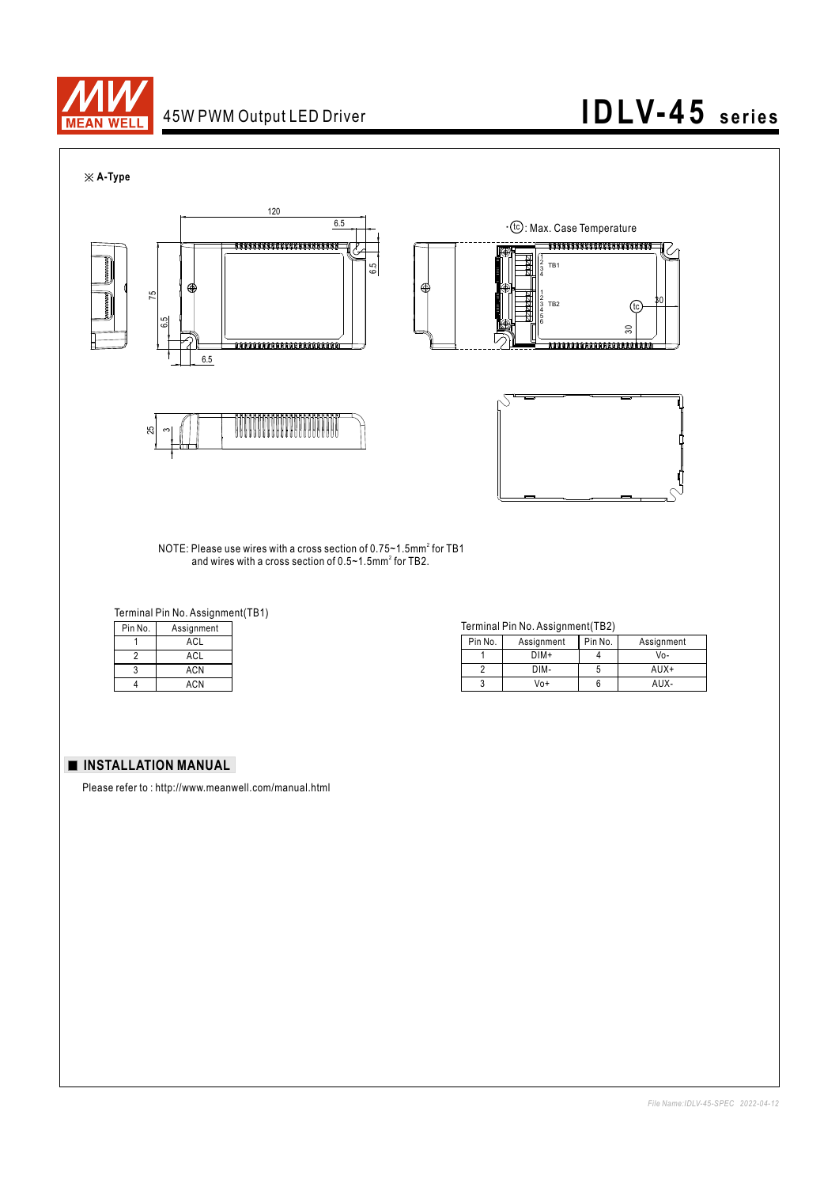※ A-Type

120

6.5

6.5

75

6.5

6.5

tc : Max. Case Temperature

TB1

TB2

30

30

25

3

NOTE: Please use wires with a cross section of 0.75~1.5mm² for TB1 and wires with a cross section of 0.5~1.5mm² for TB2.

Terminal Pin No. Assignment(TB1)

| Pin No. | Assignment |
|---|---|
| 1 | ACL |
| 2 | ACL |
| 3 | ACN |
| 4 | ACN |

Terminal Pin No. Assignment(TB2)

| Pin No. | Assignment | Pin No. | Assignment |
|---|---|---|---|
| 1 | DIM+ | 4 | Vo- |
| 2 | DIM- | 5 | AUX+ |
| 3 | Vo+ | 6 | AUX- |

## ■ INSTALLATION MANUAL

Please refer to : http://www.meanwell.com/manual.html